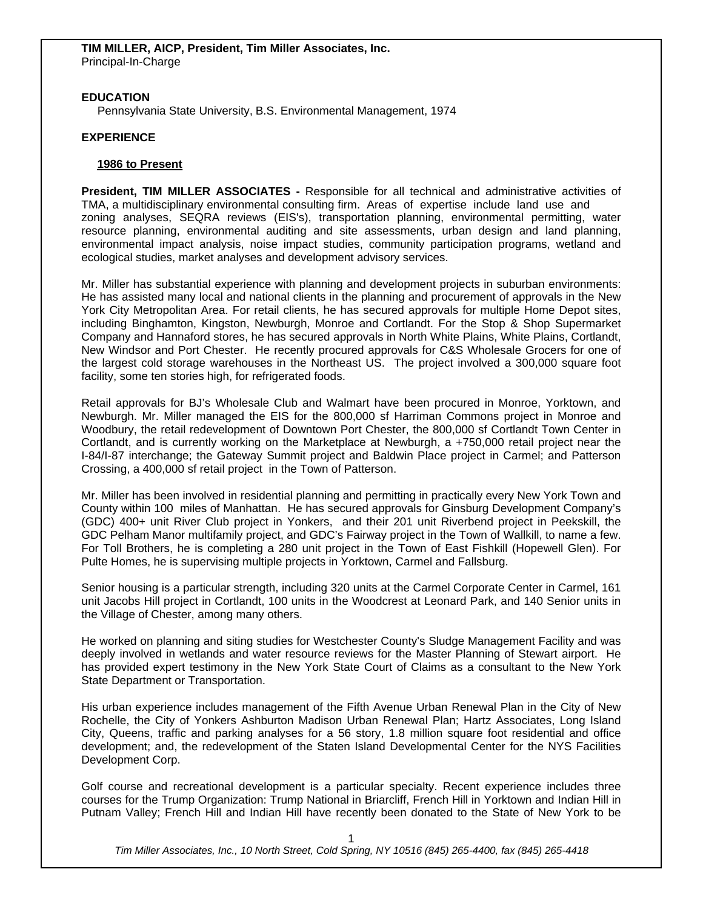**TIM MILLER, AICP, President, Tim Miller Associates, Inc.**
Principal-In-Charge

**EDUCATION**

Pennsylvania State University, B.S. Environmental Management, 1974

**EXPERIENCE**

**1986 to Present**

**President, TIM MILLER ASSOCIATES -** Responsible for all technical and administrative activities of TMA, a multidisciplinary environmental consulting firm. Areas of expertise include land use and zoning analyses, SEQRA reviews (EIS's), transportation planning, environmental permitting, water resource planning, environmental auditing and site assessments, urban design and land planning, environmental impact analysis, noise impact studies, community participation programs, wetland and ecological studies, market analyses and development advisory services.

Mr. Miller has substantial experience with planning and development projects in suburban environments: He has assisted many local and national clients in the planning and procurement of approvals in the New York City Metropolitan Area. For retail clients, he has secured approvals for multiple Home Depot sites, including Binghamton, Kingston, Newburgh, Monroe and Cortlandt. For the Stop & Shop Supermarket Company and Hannaford stores, he has secured approvals in North White Plains, White Plains, Cortlandt, New Windsor and Port Chester. He recently procured approvals for C&S Wholesale Grocers for one of the largest cold storage warehouses in the Northeast US. The project involved a 300,000 square foot facility, some ten stories high, for refrigerated foods.

Retail approvals for BJ's Wholesale Club and Walmart have been procured in Monroe, Yorktown, and Newburgh. Mr. Miller managed the EIS for the 800,000 sf Harriman Commons project in Monroe and Woodbury, the retail redevelopment of Downtown Port Chester, the 800,000 sf Cortlandt Town Center in Cortlandt, and is currently working on the Marketplace at Newburgh, a +750,000 retail project near the I-84/I-87 interchange; the Gateway Summit project and Baldwin Place project in Carmel; and Patterson Crossing, a 400,000 sf retail project in the Town of Patterson.

Mr. Miller has been involved in residential planning and permitting in practically every New York Town and County within 100 miles of Manhattan. He has secured approvals for Ginsburg Development Company's (GDC) 400+ unit River Club project in Yonkers, and their 201 unit Riverbend project in Peekskill, the GDC Pelham Manor multifamily project, and GDC's Fairway project in the Town of Wallkill, to name a few. For Toll Brothers, he is completing a 280 unit project in the Town of East Fishkill (Hopewell Glen). For Pulte Homes, he is supervising multiple projects in Yorktown, Carmel and Fallsburg.

Senior housing is a particular strength, including 320 units at the Carmel Corporate Center in Carmel, 161 unit Jacobs Hill project in Cortlandt, 100 units in the Woodcrest at Leonard Park, and 140 Senior units in the Village of Chester, among many others.

He worked on planning and siting studies for Westchester County's Sludge Management Facility and was deeply involved in wetlands and water resource reviews for the Master Planning of Stewart airport. He has provided expert testimony in the New York State Court of Claims as a consultant to the New York State Department or Transportation.

His urban experience includes management of the Fifth Avenue Urban Renewal Plan in the City of New Rochelle, the City of Yonkers Ashburton Madison Urban Renewal Plan; Hartz Associates, Long Island City, Queens, traffic and parking analyses for a 56 story, 1.8 million square foot residential and office development; and, the redevelopment of the Staten Island Developmental Center for the NYS Facilities Development Corp.

Golf course and recreational development is a particular specialty. Recent experience includes three courses for the Trump Organization: Trump National in Briarcliff, French Hill in Yorktown and Indian Hill in Putnam Valley; French Hill and Indian Hill have recently been donated to the State of New York to be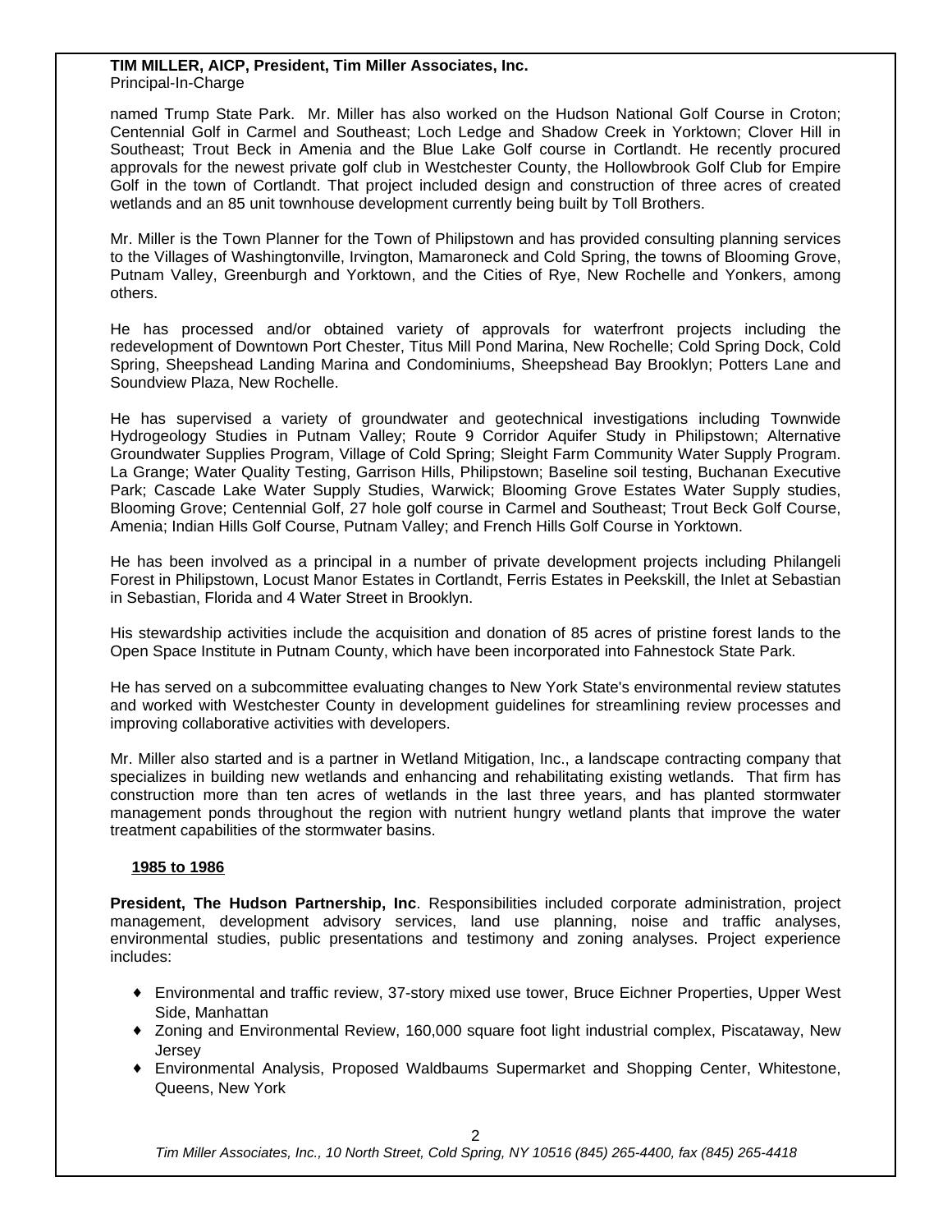named Trump State Park. Mr. Miller has also worked on the Hudson National Golf Course in Croton; Centennial Golf in Carmel and Southeast; Loch Ledge and Shadow Creek in Yorktown; Clover Hill in Southeast; Trout Beck in Amenia and the Blue Lake Golf course in Cortlandt. He recently procured approvals for the newest private golf club in Westchester County, the Hollowbrook Golf Club for Empire Golf in the town of Cortlandt. That project included design and construction of three acres of created wetlands and an 85 unit townhouse development currently being built by Toll Brothers.

Mr. Miller is the Town Planner for the Town of Philipstown and has provided consulting planning services to the Villages of Washingtonville, Irvington, Mamaroneck and Cold Spring, the towns of Blooming Grove, Putnam Valley, Greenburgh and Yorktown, and the Cities of Rye, New Rochelle and Yonkers, among others.

He has processed and/or obtained variety of approvals for waterfront projects including the redevelopment of Downtown Port Chester, Titus Mill Pond Marina, New Rochelle; Cold Spring Dock, Cold Spring, Sheepshead Landing Marina and Condominiums, Sheepshead Bay Brooklyn; Potters Lane and Soundview Plaza, New Rochelle.

He has supervised a variety of groundwater and geotechnical investigations including Townwide Hydrogeology Studies in Putnam Valley; Route 9 Corridor Aquifer Study in Philipstown; Alternative Groundwater Supplies Program, Village of Cold Spring; Sleight Farm Community Water Supply Program. La Grange; Water Quality Testing, Garrison Hills, Philipstown; Baseline soil testing, Buchanan Executive Park; Cascade Lake Water Supply Studies, Warwick; Blooming Grove Estates Water Supply studies, Blooming Grove; Centennial Golf, 27 hole golf course in Carmel and Southeast; Trout Beck Golf Course, Amenia; Indian Hills Golf Course, Putnam Valley; and French Hills Golf Course in Yorktown.

He has been involved as a principal in a number of private development projects including Philangeli Forest in Philipstown, Locust Manor Estates in Cortlandt, Ferris Estates in Peekskill, the Inlet at Sebastian in Sebastian, Florida and 4 Water Street in Brooklyn.

His stewardship activities include the acquisition and donation of 85 acres of pristine forest lands to the Open Space Institute in Putnam County, which have been incorporated into Fahnestock State Park.

He has served on a subcommittee evaluating changes to New York State's environmental review statutes and worked with Westchester County in development guidelines for streamlining review processes and improving collaborative activities with developers.

Mr. Miller also started and is a partner in Wetland Mitigation, Inc., a landscape contracting company that specializes in building new wetlands and enhancing and rehabilitating existing wetlands. That firm has construction more than ten acres of wetlands in the last three years, and has planted stormwater management ponds throughout the region with nutrient hungry wetland plants that improve the water treatment capabilities of the stormwater basins.

**1985 to 1986**

**President, The Hudson Partnership, Inc**. Responsibilities included corporate administration, project management, development advisory services, land use planning, noise and traffic analyses, environmental studies, public presentations and testimony and zoning analyses. Project experience includes:

- Environmental and traffic review, 37-story mixed use tower, Bruce Eichner Properties, Upper West Side, Manhattan
- Zoning and Environmental Review, 160,000 square foot light industrial complex, Piscataway, New Jersey
- Environmental Analysis, Proposed Waldbaums Supermarket and Shopping Center, Whitestone, Queens, New York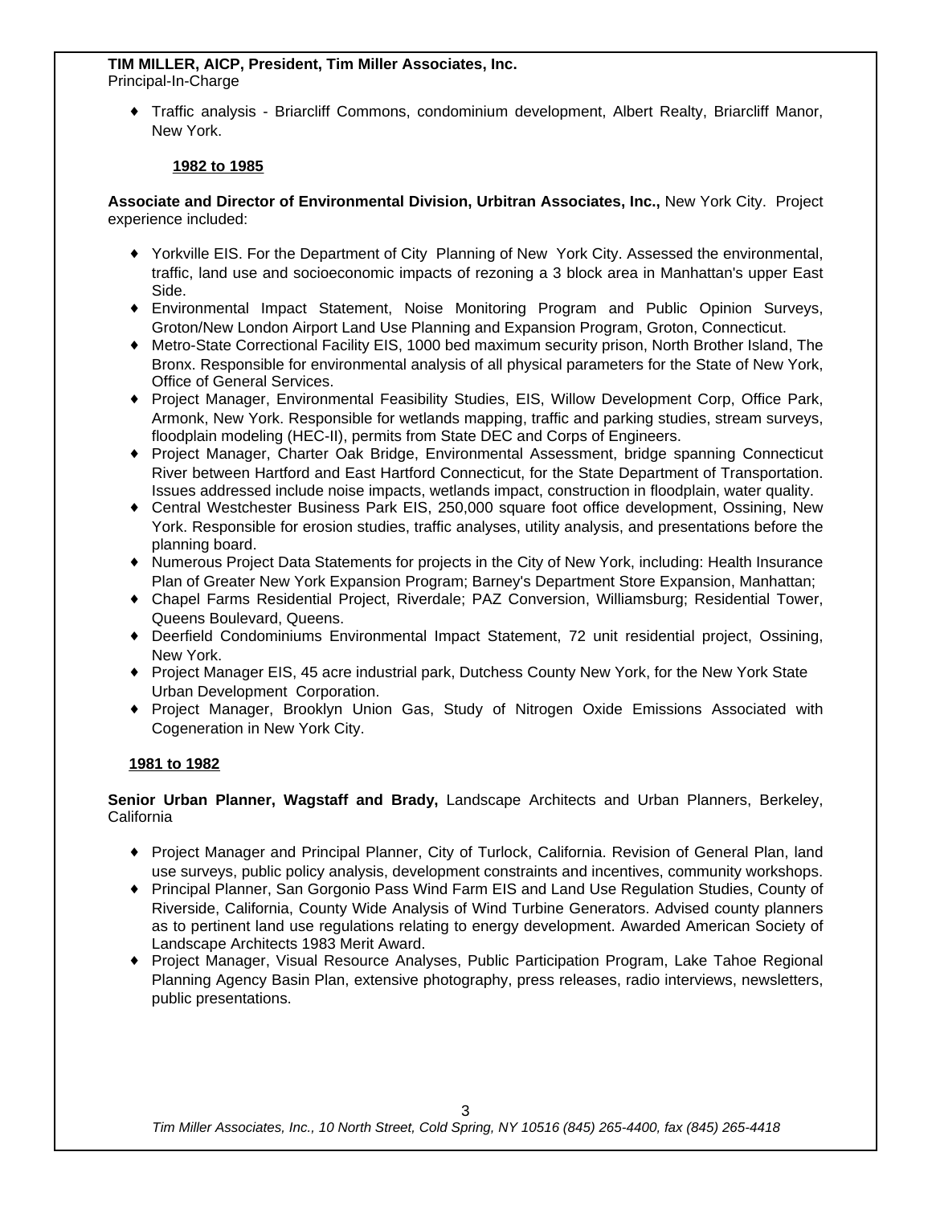**TIM MILLER, AICP, President, Tim Miller Associates, Inc.**
Principal-In-Charge

- Traffic analysis - Briarcliff Commons, condominium development, Albert Realty, Briarcliff Manor, New York.

**1982 to 1985**

**Associate and Director of Environmental Division, Urbitran Associates, Inc.,** New York City. Project experience included:

- Yorkville EIS. For the Department of City Planning of New York City. Assessed the environmental, traffic, land use and socioeconomic impacts of rezoning a 3 block area in Manhattan's upper East Side.
- Environmental Impact Statement, Noise Monitoring Program and Public Opinion Surveys, Groton/New London Airport Land Use Planning and Expansion Program, Groton, Connecticut.
- Metro-State Correctional Facility EIS, 1000 bed maximum security prison, North Brother Island, The Bronx. Responsible for environmental analysis of all physical parameters for the State of New York, Office of General Services.
- Project Manager, Environmental Feasibility Studies, EIS, Willow Development Corp, Office Park, Armonk, New York. Responsible for wetlands mapping, traffic and parking studies, stream surveys, floodplain modeling (HEC-II), permits from State DEC and Corps of Engineers.
- Project Manager, Charter Oak Bridge, Environmental Assessment, bridge spanning Connecticut River between Hartford and East Hartford Connecticut, for the State Department of Transportation. Issues addressed include noise impacts, wetlands impact, construction in floodplain, water quality.
- Central Westchester Business Park EIS, 250,000 square foot office development, Ossining, New York. Responsible for erosion studies, traffic analyses, utility analysis, and presentations before the planning board.
- Numerous Project Data Statements for projects in the City of New York, including: Health Insurance Plan of Greater New York Expansion Program; Barney's Department Store Expansion, Manhattan;
- Chapel Farms Residential Project, Riverdale; PAZ Conversion, Williamsburg; Residential Tower, Queens Boulevard, Queens.
- Deerfield Condominiums Environmental Impact Statement, 72 unit residential project, Ossining, New York.
- Project Manager EIS, 45 acre industrial park, Dutchess County New York, for the New York State Urban Development Corporation.
- Project Manager, Brooklyn Union Gas, Study of Nitrogen Oxide Emissions Associated with Cogeneration in New York City.

**1981 to 1982**

**Senior Urban Planner, Wagstaff and Brady,** Landscape Architects and Urban Planners, Berkeley, California

- Project Manager and Principal Planner, City of Turlock, California. Revision of General Plan, land use surveys, public policy analysis, development constraints and incentives, community workshops.
- Principal Planner, San Gorgonio Pass Wind Farm EIS and Land Use Regulation Studies, County of Riverside, California, County Wide Analysis of Wind Turbine Generators. Advised county planners as to pertinent land use regulations relating to energy development. Awarded American Society of Landscape Architects 1983 Merit Award.
- Project Manager, Visual Resource Analyses, Public Participation Program, Lake Tahoe Regional Planning Agency Basin Plan, extensive photography, press releases, radio interviews, newsletters, public presentations.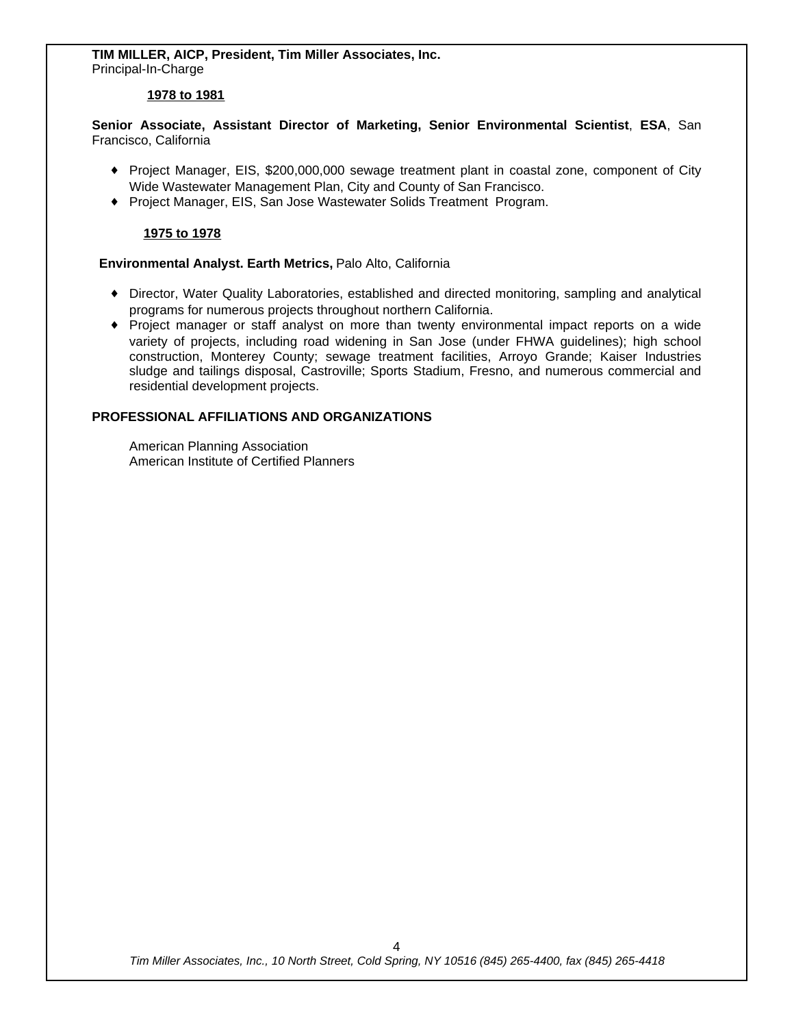**TIM MILLER, AICP, President, Tim Miller Associates, Inc.**
Principal-In-Charge

**1978 to 1981**

**Senior Associate, Assistant Director of Marketing, Senior Environmental Scientist**, **ESA**, San Francisco, California

- Project Manager, EIS, $200,000,000 sewage treatment plant in coastal zone, component of City Wide Wastewater Management Plan, City and County of San Francisco.
- Project Manager, EIS, San Jose Wastewater Solids Treatment Program.

**1975 to 1978**

**Environmental Analyst. Earth Metrics,** Palo Alto, California

- Director, Water Quality Laboratories, established and directed monitoring, sampling and analytical programs for numerous projects throughout northern California.
- Project manager or staff analyst on more than twenty environmental impact reports on a wide variety of projects, including road widening in San Jose (under FHWA guidelines); high school construction, Monterey County; sewage treatment facilities, Arroyo Grande; Kaiser Industries sludge and tailings disposal, Castroville; Sports Stadium, Fresno, and numerous commercial and residential development projects.

**PROFESSIONAL AFFILIATIONS AND ORGANIZATIONS**

American Planning Association
American Institute of Certified Planners